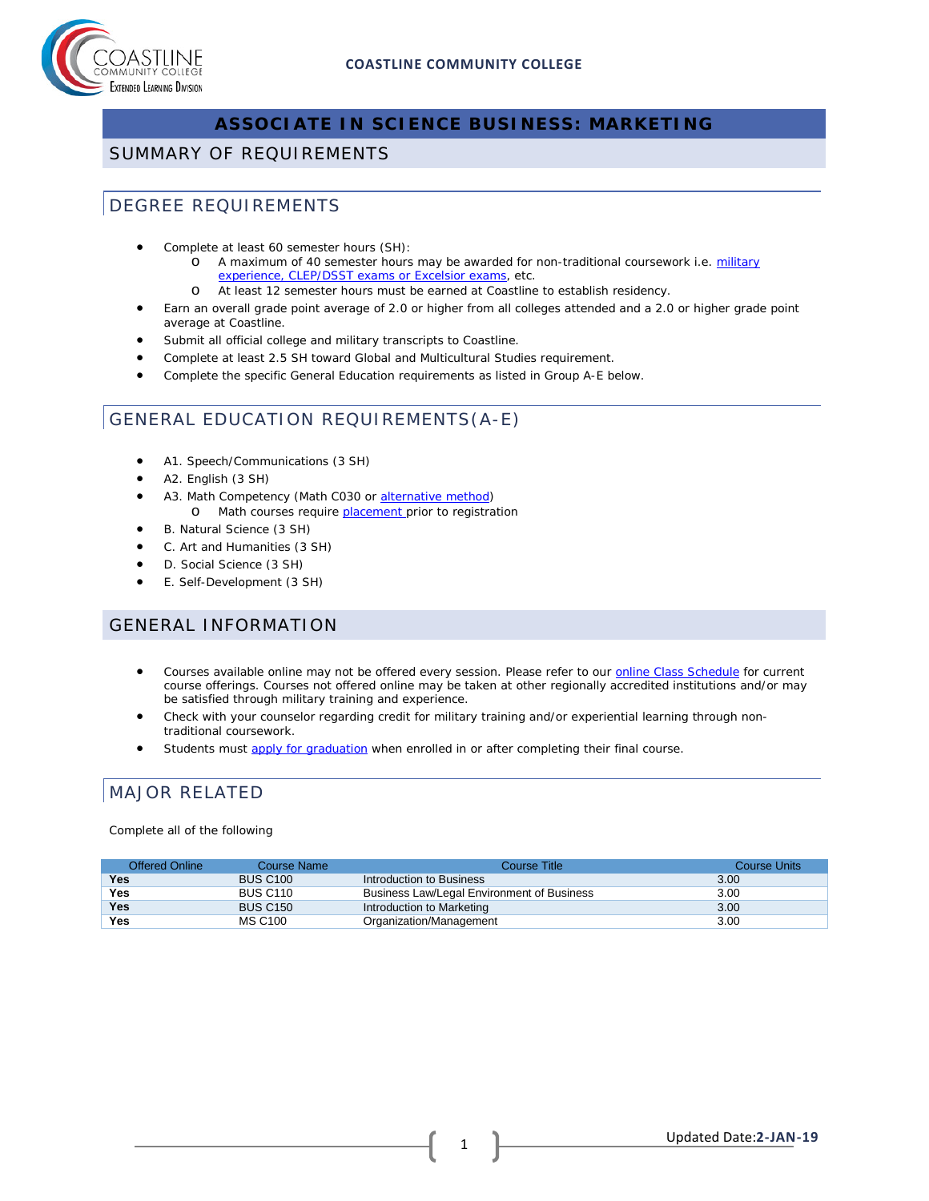COASTLINE COMMUNITY COLLEGE

# ASSOCIATE IN SCIENCE BUSINESS: MARKETING

## SUMMARY OF REQUIREMENTS

## DEGREE REQUIREMENTS

- Complete at least 60 semester hours (SH):
  - A maximum of 40 semester hours may be awarded for non-traditional coursework i.e. military experience, CLEP/DSST exams or Excelsior exams, etc.
  - At least 12 semester hours must be earned at Coastline to establish residency.
- Earn an overall grade point average of 2.0 or higher from all colleges attended and a 2.0 or higher grade point average at Coastline.
- Submit all official college and military transcripts to Coastline.
- Complete at least 2.5 SH toward Global and Multicultural Studies requirement.
- Complete the specific General Education requirements as listed in Group A-E below.

## GENERAL EDUCATION REQUIREMENTS(A-E)

- A1. Speech/Communications (3 SH)
- A2. English (3 SH)
- A3. Math Competency (Math C030 or alternative method)
  - Math courses require placement prior to registration
- B. Natural Science (3 SH)
- C. Art and Humanities (3 SH)
- D. Social Science (3 SH)
- E. Self-Development (3 SH)

## GENERAL INFORMATION

- Courses available online may not be offered every session. Please refer to our online Class Schedule for current course offerings. Courses not offered online may be taken at other regionally accredited institutions and/or may be satisfied through military training and experience.
- Check with your counselor regarding credit for military training and/or experiential learning through non-traditional coursework.
- Students must apply for graduation when enrolled in or after completing their final course.

## MAJOR RELATED

Complete all of the following

| Offered Online | Course Name | Course Title | Course Units |
|---|---|---|---|
| **Yes** | BUS C100 | Introduction to Business | 3.00 |
| **Yes** | BUS C110 | Business Law/Legal Environment of Business | 3.00 |
| **Yes** | BUS C150 | Introduction to Marketing | 3.00 |
| **Yes** | MS C100 | Organization/Management | 3.00 |

Updated Date: **2-JAN-19**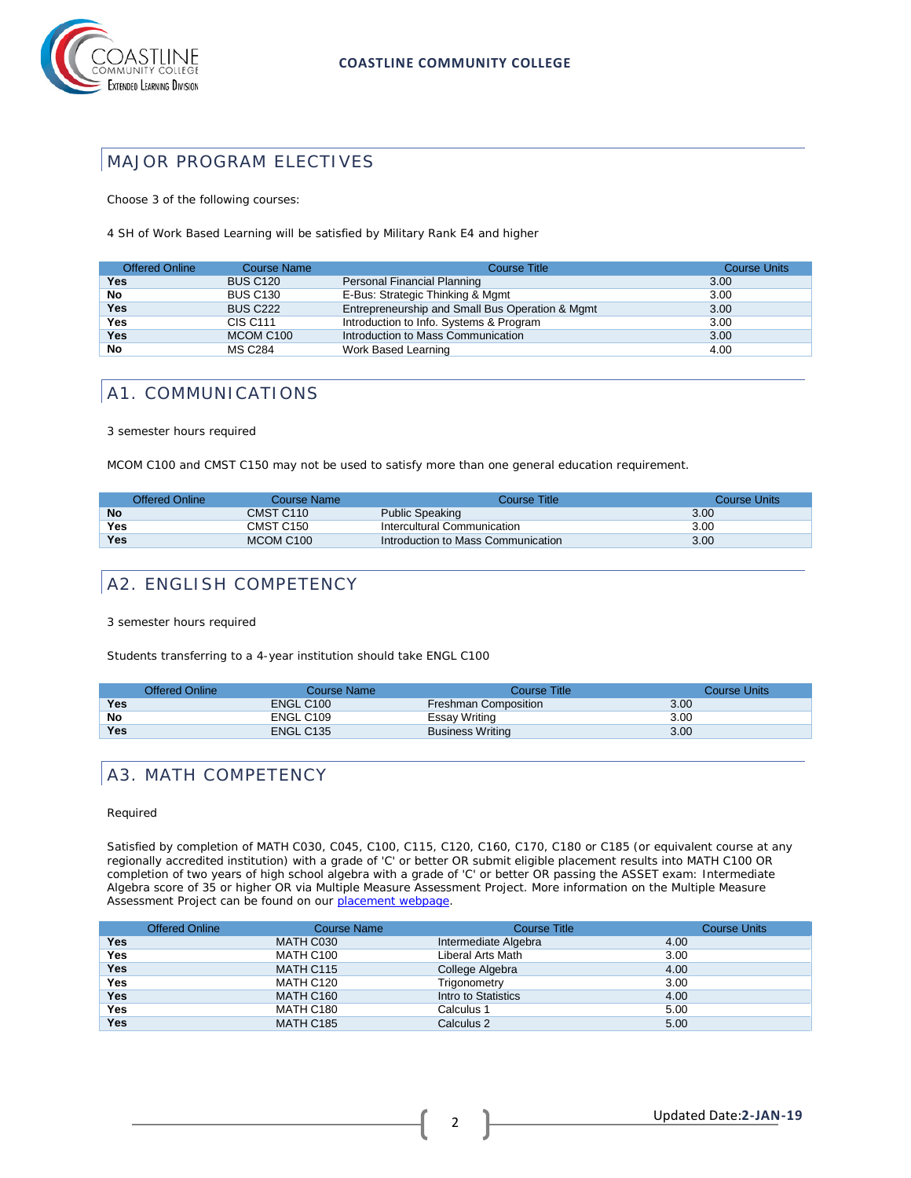## MAJOR PROGRAM ELECTIVES

Choose 3 of the following courses:

4 SH of Work Based Learning will be satisfied by Military Rank E4 and higher

| Offered Online | Course Name | Course Title | Course Units |
|---|---|---|---|
| **Yes** | BUS C120 | Personal Financial Planning | 3.00 |
| **No** | BUS C130 | E-Bus: Strategic Thinking & Mgmt | 3.00 |
| **Yes** | BUS C222 | Entrepreneurship and Small Bus Operation & Mgmt | 3.00 |
| **Yes** | CIS C111 | Introduction to Info. Systems & Program | 3.00 |
| **Yes** | MCOM C100 | Introduction to Mass Communication | 3.00 |
| **No** | MS C284 | Work Based Learning | 4.00 |

## A1. COMMUNICATIONS

3 semester hours required

MCOM C100 and CMST C150 may not be used to satisfy more than one general education requirement.

| Offered Online | Course Name | Course Title | Course Units |
|---|---|---|---|
| **No** | CMST C110 | Public Speaking | 3.00 |
| **Yes** | CMST C150 | Intercultural Communication | 3.00 |
| **Yes** | MCOM C100 | Introduction to Mass Communication | 3.00 |

## A2. ENGLISH COMPETENCY

3 semester hours required

Students transferring to a 4-year institution should take ENGL C100

| Offered Online | Course Name | Course Title | Course Units |
|---|---|---|---|
| **Yes** | ENGL C100 | Freshman Composition | 3.00 |
| **No** | ENGL C109 | Essay Writing | 3.00 |
| **Yes** | ENGL C135 | Business Writing | 3.00 |

## A3. MATH COMPETENCY

Required

Satisfied by completion of MATH C030, C045, C100, C115, C120, C160, C170, C180 or C185 (or equivalent course at any regionally accredited institution) with a grade of 'C' or better OR submit eligible placement results into MATH C100 OR completion of two years of high school algebra with a grade of 'C' or better OR passing the ASSET exam: Intermediate Algebra score of 35 or higher OR via Multiple Measure Assessment Project. More information on the Multiple Measure Assessment Project can be found on our [placement webpage](placement webpage).

| Offered Online | Course Name | Course Title | Course Units |
|---|---|---|---|
| **Yes** | MATH C030 | Intermediate Algebra | 4.00 |
| **Yes** | MATH C100 | Liberal Arts Math | 3.00 |
| **Yes** | MATH C115 | College Algebra | 4.00 |
| **Yes** | MATH C120 | Trigonometry | 3.00 |
| **Yes** | MATH C160 | Intro to Statistics | 4.00 |
| **Yes** | MATH C180 | Calculus 1 | 5.00 |
| **Yes** | MATH C185 | Calculus 2 | 5.00 |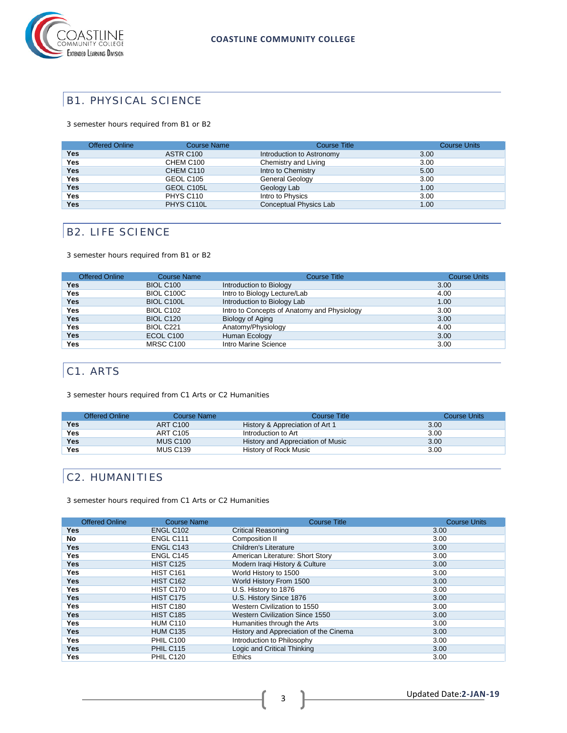## B1. PHYSICAL SCIENCE

3 semester hours required from B1 or B2

| Offered Online | Course Name | Course Title | Course Units |
|---|---|---|---|
| **Yes** | ASTR C100 | Introduction to Astronomy | 3.00 |
| **Yes** | CHEM C100 | Chemistry and Living | 3.00 |
| **Yes** | CHEM C110 | Intro to Chemistry | 5.00 |
| **Yes** | GEOL C105 | General Geology | 3.00 |
| **Yes** | GEOL C105L | Geology Lab | 1.00 |
| **Yes** | PHYS C110 | Intro to Physics | 3.00 |
| **Yes** | PHYS C110L | Conceptual Physics Lab | 1.00 |

## B2. LIFE SCIENCE

3 semester hours required from B1 or B2

| Offered Online | Course Name | Course Title | Course Units |
|---|---|---|---|
| **Yes** | BIOL C100 | Introduction to Biology | 3.00 |
| **Yes** | BIOL C100C | Intro to Biology Lecture/Lab | 4.00 |
| **Yes** | BIOL C100L | Introduction to Biology Lab | 1.00 |
| **Yes** | BIOL C102 | Intro to Concepts of Anatomy and Physiology | 3.00 |
| **Yes** | BIOL C120 | Biology of Aging | 3.00 |
| **Yes** | BIOL C221 | Anatomy/Physiology | 4.00 |
| **Yes** | ECOL C100 | Human Ecology | 3.00 |
| **Yes** | MRSC C100 | Intro Marine Science | 3.00 |

## C1. ARTS

3 semester hours required from C1 Arts or C2 Humanities

| Offered Online | Course Name | Course Title | Course Units |
|---|---|---|---|
| **Yes** | ART C100 | History & Appreciation of Art 1 | 3.00 |
| **Yes** | ART C105 | Introduction to Art | 3.00 |
| **Yes** | MUS C100 | History and Appreciation of Music | 3.00 |
| **Yes** | MUS C139 | History of Rock Music | 3.00 |

## C2. HUMANITIES

3 semester hours required from C1 Arts or C2 Humanities

| Offered Online | Course Name | Course Title | Course Units |
|---|---|---|---|
| **Yes** | ENGL C102 | Critical Reasoning | 3.00 |
| **No** | ENGL C111 | Composition II | 3.00 |
| **Yes** | ENGL C143 | Children's Literature | 3.00 |
| **Yes** | ENGL C145 | American Literature: Short Story | 3.00 |
| **Yes** | HIST C125 | Modern Iraqi History & Culture | 3.00 |
| **Yes** | HIST C161 | World History to 1500 | 3.00 |
| **Yes** | HIST C162 | World History From 1500 | 3.00 |
| **Yes** | HIST C170 | U.S. History to 1876 | 3.00 |
| **Yes** | HIST C175 | U.S. History Since 1876 | 3.00 |
| **Yes** | HIST C180 | Western Civilization to 1550 | 3.00 |
| **Yes** | HIST C185 | Western Civilization Since 1550 | 3.00 |
| **Yes** | HUM C110 | Humanities through the Arts | 3.00 |
| **Yes** | HUM C135 | History and Appreciation of the Cinema | 3.00 |
| **Yes** | PHIL C100 | Introduction to Philosophy | 3.00 |
| **Yes** | PHIL C115 | Logic and Critical Thinking | 3.00 |
| **Yes** | PHIL C120 | Ethics | 3.00 |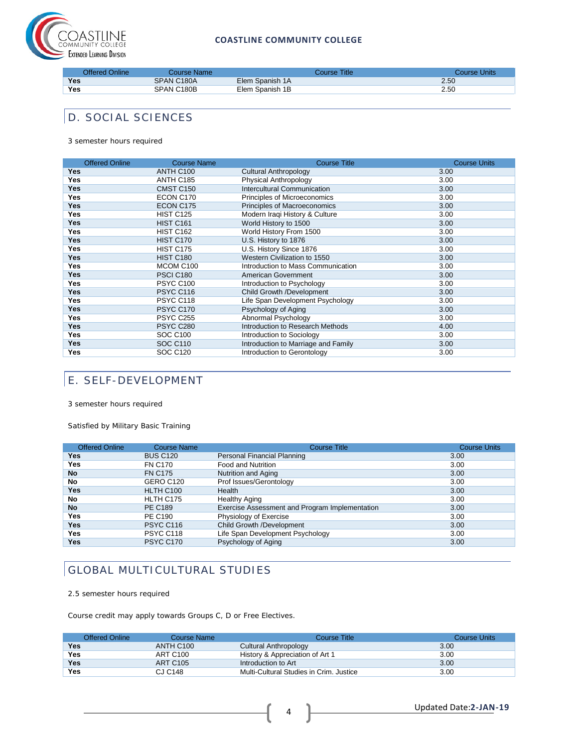| Offered Online | Course Name | Course Title | Course Units |
|---|---|---|---|
| **Yes** | SPAN C180A | Elem Spanish 1A | 2.50 |
| **Yes** | SPAN C180B | Elem Spanish 1B | 2.50 |

## D. SOCIAL SCIENCES

3 semester hours required

| Offered Online | Course Name | Course Title | Course Units |
|---|---|---|---|
| **Yes** | ANTH C100 | Cultural Anthropology | 3.00 |
| **Yes** | ANTH C185 | Physical Anthropology | 3.00 |
| **Yes** | CMST C150 | Intercultural Communication | 3.00 |
| **Yes** | ECON C170 | Principles of Microeconomics | 3.00 |
| **Yes** | ECON C175 | Principles of Macroeconomics | 3.00 |
| **Yes** | HIST C125 | Modern Iraqi History & Culture | 3.00 |
| **Yes** | HIST C161 | World History to 1500 | 3.00 |
| **Yes** | HIST C162 | World History From 1500 | 3.00 |
| **Yes** | HIST C170 | U.S. History to 1876 | 3.00 |
| **Yes** | HIST C175 | U.S. History Since 1876 | 3.00 |
| **Yes** | HIST C180 | Western Civilization to 1550 | 3.00 |
| **Yes** | MCOM C100 | Introduction to Mass Communication | 3.00 |
| **Yes** | PSCI C180 | American Government | 3.00 |
| **Yes** | PSYC C100 | Introduction to Psychology | 3.00 |
| **Yes** | PSYC C116 | Child Growth /Development | 3.00 |
| **Yes** | PSYC C118 | Life Span Development Psychology | 3.00 |
| **Yes** | PSYC C170 | Psychology of Aging | 3.00 |
| **Yes** | PSYC C255 | Abnormal Psychology | 3.00 |
| **Yes** | PSYC C280 | Introduction to Research Methods | 4.00 |
| **Yes** | SOC C100 | Introduction to Sociology | 3.00 |
| **Yes** | SOC C110 | Introduction to Marriage and Family | 3.00 |
| **Yes** | SOC C120 | Introduction to Gerontology | 3.00 |

## E. SELF-DEVELOPMENT

3 semester hours required

Satisfied by Military Basic Training

| Offered Online | Course Name | Course Title | Course Units |
|---|---|---|---|
| **Yes** | BUS C120 | Personal Financial Planning | 3.00 |
| **Yes** | FN C170 | Food and Nutrition | 3.00 |
| **No** | FN C175 | Nutrition and Aging | 3.00 |
| **No** | GERO C120 | Prof Issues/Gerontology | 3.00 |
| **Yes** | HLTH C100 | Health | 3.00 |
| **No** | HLTH C175 | Healthy Aging | 3.00 |
| **No** | PE C189 | Exercise Assessment and Program Implementation | 3.00 |
| **Yes** | PE C190 | Physiology of Exercise | 3.00 |
| **Yes** | PSYC C116 | Child Growth /Development | 3.00 |
| **Yes** | PSYC C118 | Life Span Development Psychology | 3.00 |
| **Yes** | PSYC C170 | Psychology of Aging | 3.00 |

## GLOBAL MULTICULTURAL STUDIES

2.5 semester hours required

Course credit may apply towards Groups C, D or Free Electives.

| Offered Online | Course Name | Course Title | Course Units |
|---|---|---|---|
| **Yes** | ANTH C100 | Cultural Anthropology | 3.00 |
| **Yes** | ART C100 | History & Appreciation of Art 1 | 3.00 |
| **Yes** | ART C105 | Introduction to Art | 3.00 |
| **Yes** | CJ C148 | Multi-Cultural Studies in Crim. Justice | 3.00 |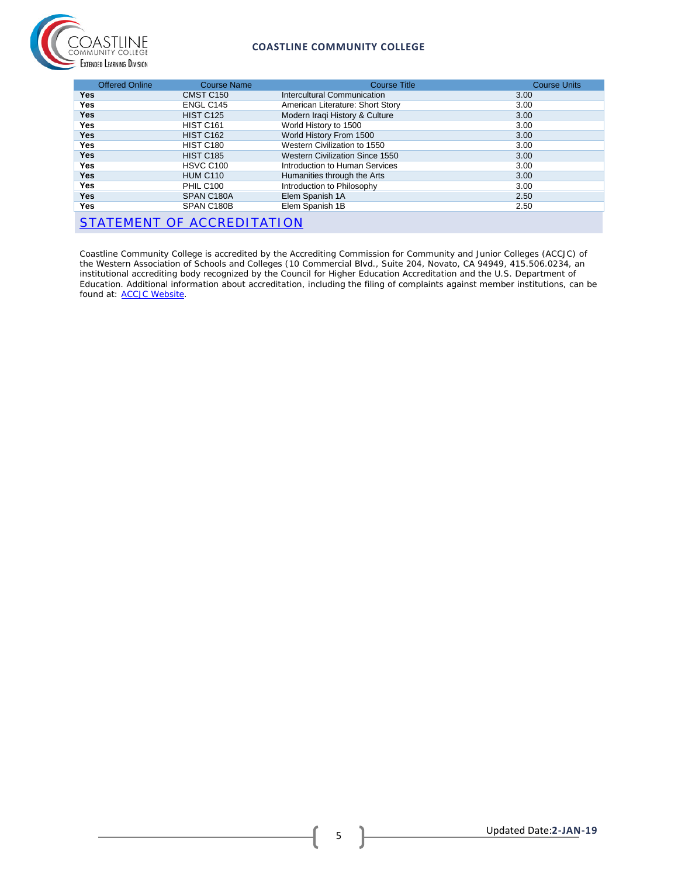| Offered Online | Course Name | Course Title | Course Units |
|---|---|---|---|
| **Yes** | CMST C150 | Intercultural Communication | 3.00 |
| **Yes** | ENGL C145 | American Literature: Short Story | 3.00 |
| **Yes** | HIST C125 | Modern Iraqi History & Culture | 3.00 |
| **Yes** | HIST C161 | World History to 1500 | 3.00 |
| **Yes** | HIST C162 | World History From 1500 | 3.00 |
| **Yes** | HIST C180 | Western Civilization to 1550 | 3.00 |
| **Yes** | HIST C185 | Western Civilization Since 1550 | 3.00 |
| **Yes** | HSVC C100 | Introduction to Human Services | 3.00 |
| **Yes** | HUM C110 | Humanities through the Arts | 3.00 |
| **Yes** | PHIL C100 | Introduction to Philosophy | 3.00 |
| **Yes** | SPAN C180A | Elem Spanish 1A | 2.50 |
| **Yes** | SPAN C180B | Elem Spanish 1B | 2.50 |

## STATEMENT OF ACCREDITATION

Coastline Community College is accredited by the Accrediting Commission for Community and Junior Colleges (ACCJC) of the Western Association of Schools and Colleges (10 Commercial Blvd., Suite 204, Novato, CA 94949, 415.506.0234, an institutional accrediting body recognized by the Council for Higher Education Accreditation and the U.S. Department of Education. Additional information about accreditation, including the filing of complaints against member institutions, can be found at: ACCJC Website.